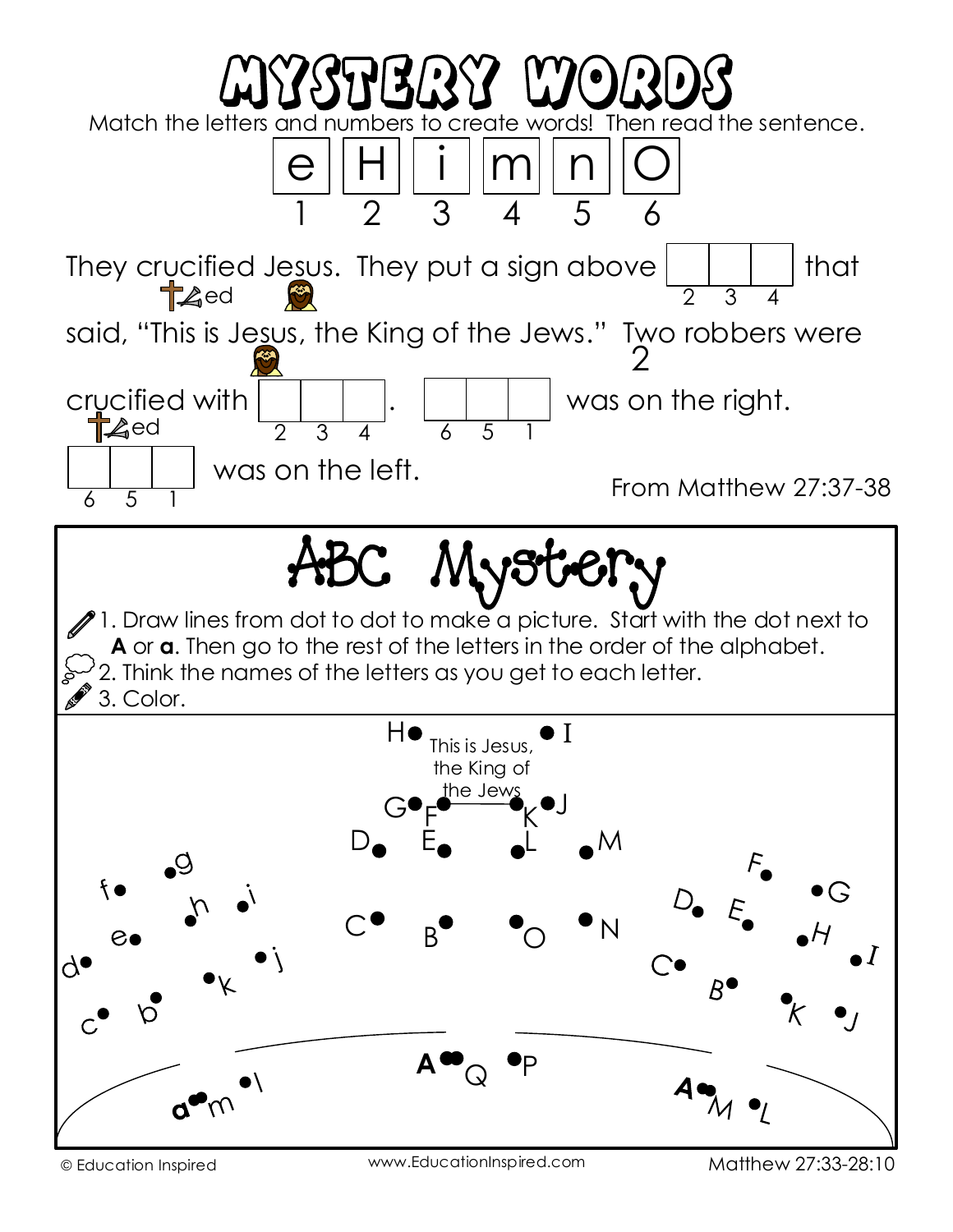# MYSTERY WORDS

Match the letters and numbers to create words! Then read the sentence.

| e | H | i | m | n | O |
|---|---|---|---|---|---|
| 1 | 2 | 3 | 4 | 5 | 6 |

They crucified Jesus. They put a sign above [ ][ ][ ] (2 3 4) that said, "This is Jesus, the King of the Jews." Two robbers were crucified with [ ][ ][ ] (2 3 4). [ ][ ][ ] (6 5 1) was on the right. [ ][ ][ ] (6 5 1) was on the left.

ed ed 2

From Matthew 27:37-38

# ABC Mystery

1. Draw lines from dot to dot to make a picture. Start with the dot next to **A** or **a**. Then go to the rest of the letters in the order of the alphabet.
2. Think the names of the letters as you get to each letter.
3. Color.

This is Jesus, the King of the Jews

H I G F K J D E L M f g h i e d j k c b C B O N A Q P a m l F G D E H I C B K J A M L

© Education Inspired www.EducationInspired.com Matthew 27:33-28:10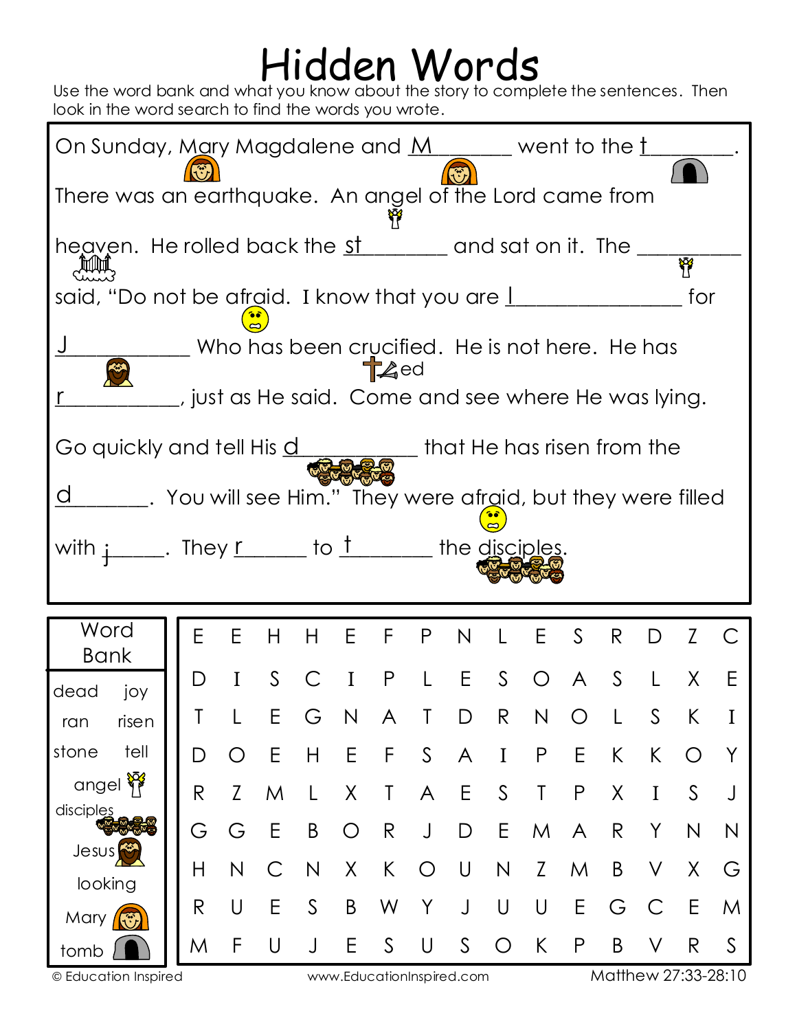# Hidden Words

Use the word bank and what you know about the story to complete the sentences. Then look in the word search to find the words you wrote.

On Sunday, Mary Magdalene and M________ went to the t_________. There was an earthquake. An angel of the Lord came from heaven. He rolled back the st_________ and sat on it. The __________ said, "Do not be afraid. I know that you are l________________ for J____________ Who has been crucified. He is not here. He has r___________, just as He said. Come and see where He was lying. Go quickly and tell His d___________ that He has risen from the d________. You will see Him." They were afraid, but they were filled with j_____. They r______ to t________ the disciples.

| Word Bank | |
|---|---|
| dead | joy |
| ran | risen |
| stone | tell |
| angel | |
| disciples | |
| Jesus | |
| looking | |
| Mary | |
| tomb | |

| | | | | | | | | | | | | | | |
|---|---|---|---|---|---|---|---|---|---|---|---|---|---|---|
| E | E | H | H | E | F | P | N | L | E | S | R | D | Z | C |
| D | I | S | C | I | P | L | E | S | O | A | S | L | X | E |
| T | L | E | G | N | A | T | D | R | N | O | L | S | K | I |
| D | O | E | H | E | F | S | A | I | P | E | K | K | O | Y |
| R | Z | M | L | X | T | A | E | S | T | P | X | I | S | J |
| G | G | E | B | O | R | J | D | E | M | A | R | Y | N | N |
| H | N | C | N | X | K | O | U | N | Z | M | B | V | X | G |
| R | U | E | S | B | W | Y | J | U | U | E | G | C | E | M |
| M | F | U | J | E | S | U | S | O | K | P | B | V | R | S |

© Education Inspired www.EducationInspired.com Matthew 27:33-28:10